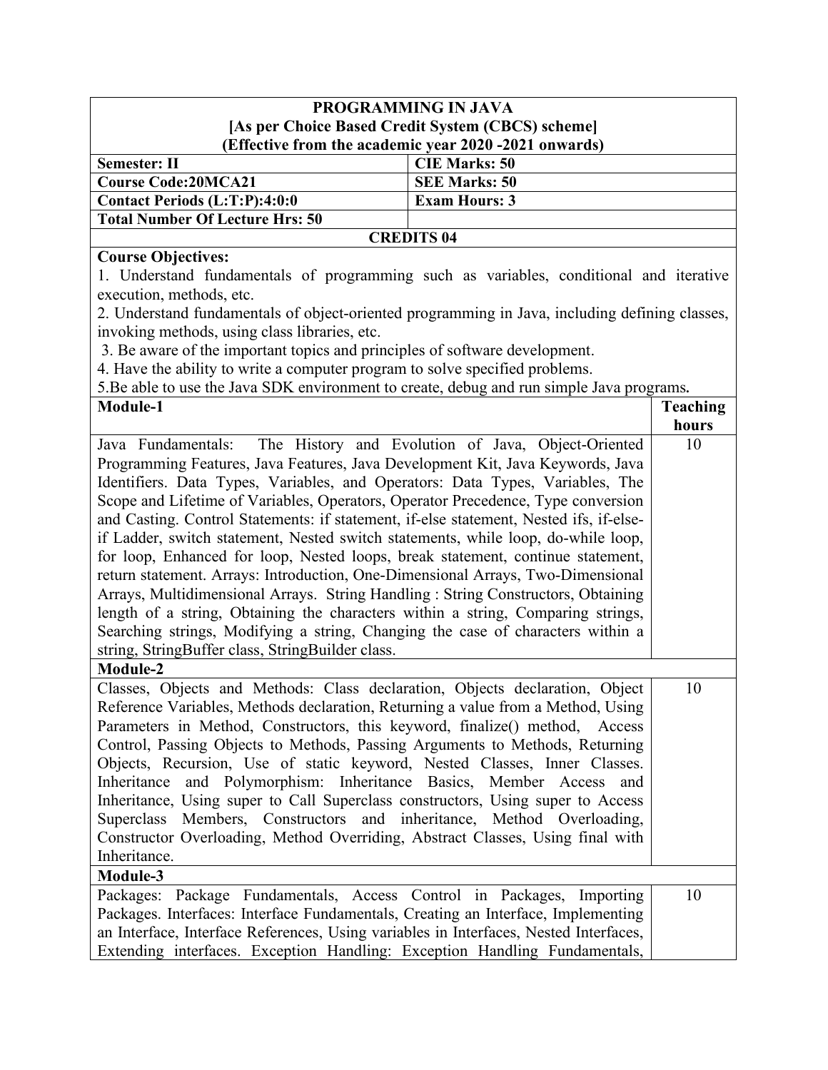# PROGRAMMING IN JAVA

**[As per Choice Based Credit System (CBCS) scheme]**

**(Effective from the academic year 2020 -2021 onwards)**

| | |
|---|---|
| **Semester: II** | **CIE Marks: 50** |
| **Course Code:20MCA21** | **SEE Marks: 50** |
| **Contact Periods (L:T:P):4:0:0** | **Exam Hours: 3** |
| **Total Number Of Lecture Hrs: 50** | |

**CREDITS 04**

**Course Objectives:**

1. Understand fundamentals of programming such as variables, conditional and iterative execution, methods, etc.
2. Understand fundamentals of object-oriented programming in Java, including defining classes, invoking methods, using class libraries, etc.
3. Be aware of the important topics and principles of software development.
4. Have the ability to write a computer program to solve specified problems.
5. Be able to use the Java SDK environment to create, debug and run simple Java programs.

| Module | Teaching hours |
|---|---|
| **Module-1** | |
| Java Fundamentals: The History and Evolution of Java, Object-Oriented Programming Features, Java Features, Java Development Kit, Java Keywords, Java Identifiers. Data Types, Variables, and Operators: Data Types, Variables, The Scope and Lifetime of Variables, Operators, Operator Precedence, Type conversion and Casting. Control Statements: if statement, if-else statement, Nested ifs, if-else-if Ladder, switch statement, Nested switch statements, while loop, do-while loop, for loop, Enhanced for loop, Nested loops, break statement, continue statement, return statement. Arrays: Introduction, One-Dimensional Arrays, Two-Dimensional Arrays, Multidimensional Arrays. String Handling : String Constructors, Obtaining length of a string, Obtaining the characters within a string, Comparing strings, Searching strings, Modifying a string, Changing the case of characters within a string, StringBuffer class, StringBuilder class. | 10 |
| **Module-2** | |
| Classes, Objects and Methods: Class declaration, Objects declaration, Object Reference Variables, Methods declaration, Returning a value from a Method, Using Parameters in Method, Constructors, this keyword, finalize() method, Access Control, Passing Objects to Methods, Passing Arguments to Methods, Returning Objects, Recursion, Use of static keyword, Nested Classes, Inner Classes. Inheritance and Polymorphism: Inheritance Basics, Member Access and Inheritance, Using super to Call Superclass constructors, Using super to Access Superclass Members, Constructors and inheritance, Method Overloading, Constructor Overloading, Method Overriding, Abstract Classes, Using final with Inheritance. | 10 |
| **Module-3** | |
| Packages: Package Fundamentals, Access Control in Packages, Importing Packages. Interfaces: Interface Fundamentals, Creating an Interface, Implementing an Interface, Interface References, Using variables in Interfaces, Nested Interfaces, Extending interfaces. Exception Handling: Exception Handling Fundamentals, | 10 |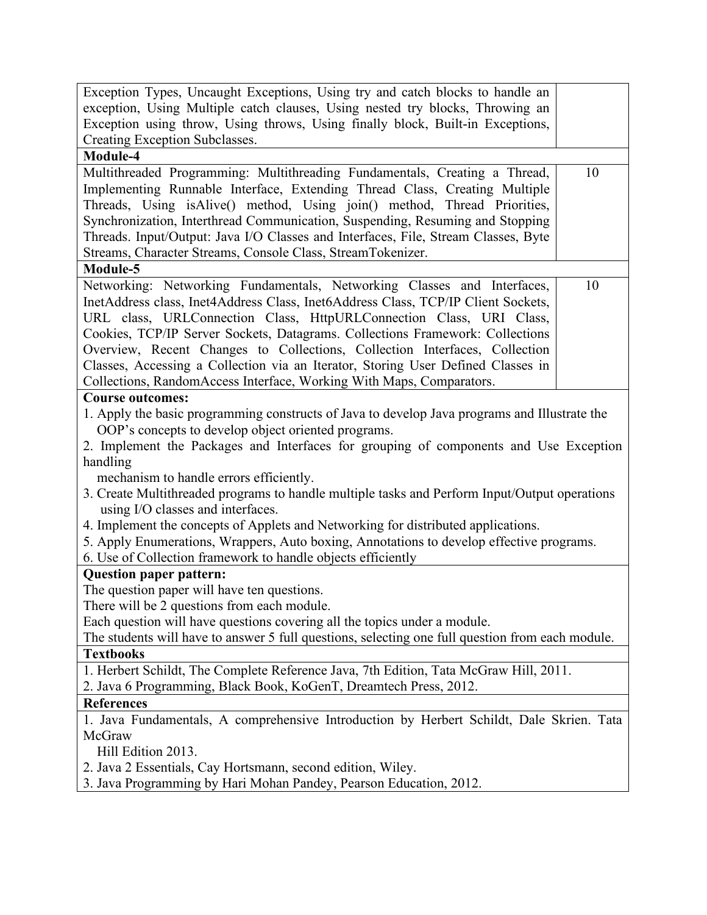| | |
|---|---|
| Exception Types, Uncaught Exceptions, Using try and catch blocks to handle an exception, Using Multiple catch clauses, Using nested try blocks, Throwing an Exception using throw, Using throws, Using finally block, Built-in Exceptions, Creating Exception Subclasses. | |
| **Module-4** | |
| Multithreaded Programming: Multithreading Fundamentals, Creating a Thread, Implementing Runnable Interface, Extending Thread Class, Creating Multiple Threads, Using isAlive() method, Using join() method, Thread Priorities, Synchronization, Interthread Communication, Suspending, Resuming and Stopping Threads. Input/Output: Java I/O Classes and Interfaces, File, Stream Classes, Byte Streams, Character Streams, Console Class, StreamTokenizer. | 10 |
| **Module-5** | |
| Networking: Networking Fundamentals, Networking Classes and Interfaces, InetAddress class, Inet4Address Class, Inet6Address Class, TCP/IP Client Sockets, URL class, URLConnection Class, HttpURLConnection Class, URI Class, Cookies, TCP/IP Server Sockets, Datagrams. Collections Framework: Collections Overview, Recent Changes to Collections, Collection Interfaces, Collection Classes, Accessing a Collection via an Iterator, Storing User Defined Classes in Collections, RandomAccess Interface, Working With Maps, Comparators. | 10 |

**Course outcomes:**

1. Apply the basic programming constructs of Java to develop Java programs and Illustrate the OOP's concepts to develop object oriented programs.
2. Implement the Packages and Interfaces for grouping of components and Use Exception handling mechanism to handle errors efficiently.
3. Create Multithreaded programs to handle multiple tasks and Perform Input/Output operations using I/O classes and interfaces.
4. Implement the concepts of Applets and Networking for distributed applications.
5. Apply Enumerations, Wrappers, Auto boxing, Annotations to develop effective programs.
6. Use of Collection framework to handle objects efficiently

**Question paper pattern:**

The question paper will have ten questions.
There will be 2 questions from each module.
Each question will have questions covering all the topics under a module.
The students will have to answer 5 full questions, selecting one full question from each module.

**Textbooks**

1. Herbert Schildt, The Complete Reference Java, 7th Edition, Tata McGraw Hill, 2011.
2. Java 6 Programming, Black Book, KoGenT, Dreamtech Press, 2012.

**References**

1. Java Fundamentals, A comprehensive Introduction by Herbert Schildt, Dale Skrien. Tata McGraw Hill Edition 2013.
2. Java 2 Essentials, Cay Hortsmann, second edition, Wiley.
3. Java Programming by Hari Mohan Pandey, Pearson Education, 2012.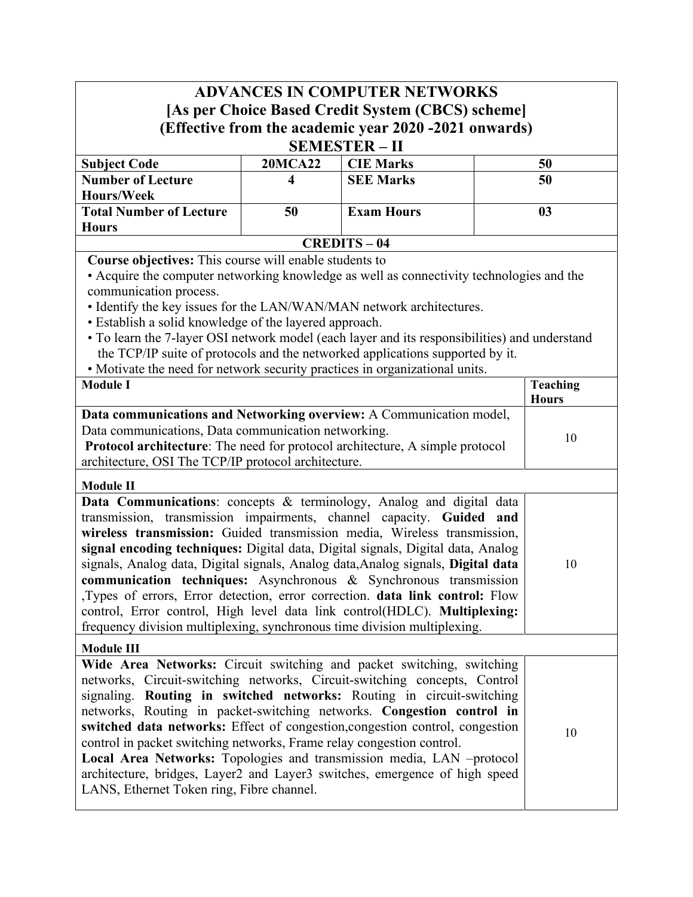# ADVANCES IN COMPUTER NETWORKS

**[As per Choice Based Credit System (CBCS) scheme]**
**(Effective from the academic year 2020 -2021 onwards)**
**SEMESTER – II**

| **Subject Code** | **20MCA22** | **CIE Marks** | **50** |
|---|---|---|---|
| **Number of Lecture Hours/Week** | **4** | **SEE Marks** | **50** |
| **Total Number of Lecture Hours** | **50** | **Exam Hours** | **03** |

**CREDITS – 04**

**Course objectives:** This course will enable students to

- Acquire the computer networking knowledge as well as connectivity technologies and the communication process.
- Identify the key issues for the LAN/WAN/MAN network architectures.
- Establish a solid knowledge of the layered approach.
- To learn the 7-layer OSI network model (each layer and its responsibilities) and understand the TCP/IP suite of protocols and the networked applications supported by it.
- Motivate the need for network security practices in organizational units.

| **Module I** | **Teaching Hours** |
|---|---|
| **Data communications and Networking overview:** A Communication model, Data communications, Data communication networking. **Protocol architecture**: The need for protocol architecture, A simple protocol architecture, OSI The TCP/IP protocol architecture. | 10 |
| **Module II** | |
| **Data Communications**: concepts & terminology, Analog and digital data transmission, transmission impairments, channel capacity. **Guided and wireless transmission:** Guided transmission media, Wireless transmission, **signal encoding techniques:** Digital data, Digital signals, Digital data, Analog signals, Analog data, Digital signals, Analog data,Analog signals, **Digital data communication techniques:** Asynchronous & Synchronous transmission ,Types of errors, Error detection, error correction. **data link control:** Flow control, Error control, High level data link control(HDLC). **Multiplexing:** frequency division multiplexing, synchronous time division multiplexing. | 10 |
| **Module III** | |
| **Wide Area Networks:** Circuit switching and packet switching, switching networks, Circuit-switching networks, Circuit-switching concepts, Control signaling. **Routing in switched networks:** Routing in circuit-switching networks, Routing in packet-switching networks. **Congestion control in switched data networks:** Effect of congestion,congestion control, congestion control in packet switching networks, Frame relay congestion control. **Local Area Networks:** Topologies and transmission media, LAN –protocol architecture, bridges, Layer2 and Layer3 switches, emergence of high speed LANS, Ethernet Token ring, Fibre channel. | 10 |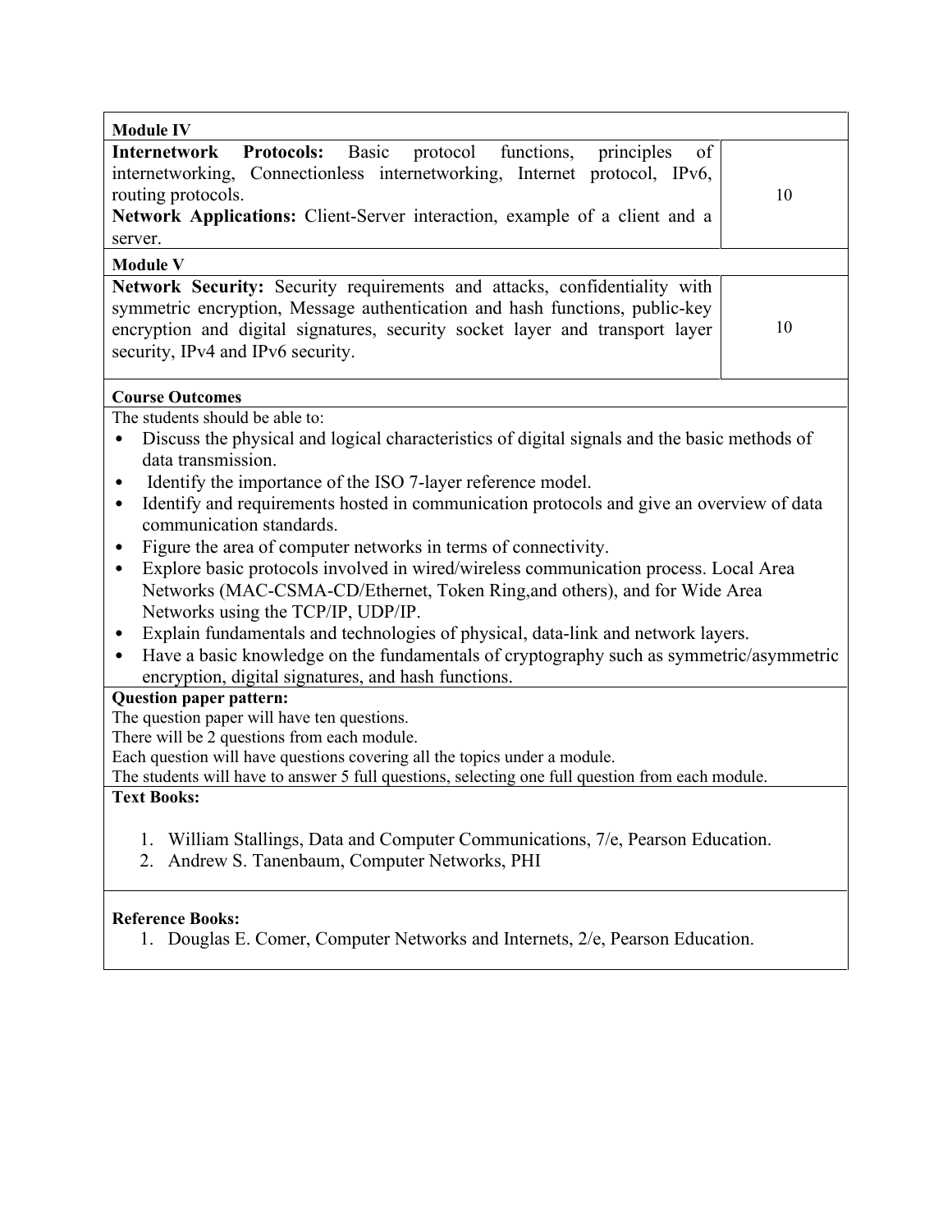| Module IV | |
|---|---|
| **Internetwork Protocols:** Basic protocol functions, principles of internetworking, Connectionless internetworking, Internet protocol, IPv6, routing protocols.<br>**Network Applications:** Client-Server interaction, example of a client and a server. | 10 |
| **Module V** | |
| **Network Security:** Security requirements and attacks, confidentiality with symmetric encryption, Message authentication and hash functions, public-key encryption and digital signatures, security socket layer and transport layer security, IPv4 and IPv6 security. | 10 |

**Course Outcomes**

The students should be able to:

- Discuss the physical and logical characteristics of digital signals and the basic methods of data transmission.
- Identify the importance of the ISO 7-layer reference model.
- Identify and requirements hosted in communication protocols and give an overview of data communication standards.
- Figure the area of computer networks in terms of connectivity.
- Explore basic protocols involved in wired/wireless communication process. Local Area Networks (MAC-CSMA-CD/Ethernet, Token Ring,and others), and for Wide Area Networks using the TCP/IP, UDP/IP.
- Explain fundamentals and technologies of physical, data-link and network layers.
- Have a basic knowledge on the fundamentals of cryptography such as symmetric/asymmetric encryption, digital signatures, and hash functions.

**Question paper pattern:**

The question paper will have ten questions.
There will be 2 questions from each module.
Each question will have questions covering all the topics under a module.
The students will have to answer 5 full questions, selecting one full question from each module.

**Text Books:**

1. William Stallings, Data and Computer Communications, 7/e, Pearson Education.
2. Andrew S. Tanenbaum, Computer Networks, PHI

**Reference Books:**

1. Douglas E. Comer, Computer Networks and Internets, 2/e, Pearson Education.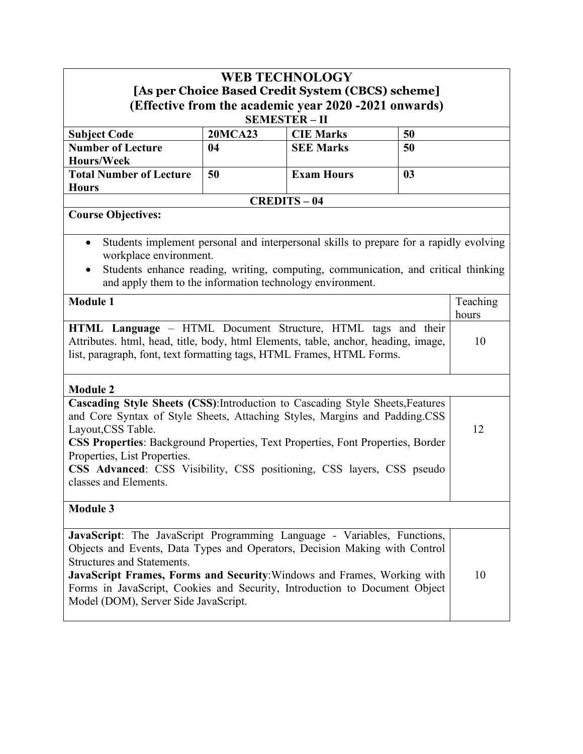# WEB TECHNOLOGY

**[As per Choice Based Credit System (CBCS) scheme]**

**(Effective from the academic year 2020 -2021 onwards)**

**SEMESTER – II**

| **Subject Code** | **20MCA23** | **CIE Marks** | **50** |
|---|---|---|---|
| **Number of Lecture Hours/Week** | **04** | **SEE Marks** | **50** |
| **Total Number of Lecture Hours** | **50** | **Exam Hours** | **03** |

**CREDITS – 04**

**Course Objectives:**

- Students implement personal and interpersonal skills to prepare for a rapidly evolving workplace environment.
- Students enhance reading, writing, computing, communication, and critical thinking and apply them to the information technology environment.

| **Module 1** | Teaching hours |
|---|---|
| **HTML Language** – HTML Document Structure, HTML tags and their Attributes. html, head, title, body, html Elements, table, anchor, heading, image, list, paragraph, font, text formatting tags, HTML Frames, HTML Forms. | 10 |
| **Module 2** | |
| **Cascading Style Sheets (CSS)**:Introduction to Cascading Style Sheets,Features and Core Syntax of Style Sheets, Attaching Styles, Margins and Padding.CSS Layout,CSS Table.<br>**CSS Properties**: Background Properties, Text Properties, Font Properties, Border Properties, List Properties.<br>**CSS Advanced**: CSS Visibility, CSS positioning, CSS layers, CSS pseudo classes and Elements. | 12 |
| **Module 3** | |
| **JavaScript**: The JavaScript Programming Language - Variables, Functions, Objects and Events, Data Types and Operators, Decision Making with Control Structures and Statements.<br>**JavaScript Frames, Forms and Security**:Windows and Frames, Working with Forms in JavaScript, Cookies and Security, Introduction to Document Object Model (DOM), Server Side JavaScript. | 10 |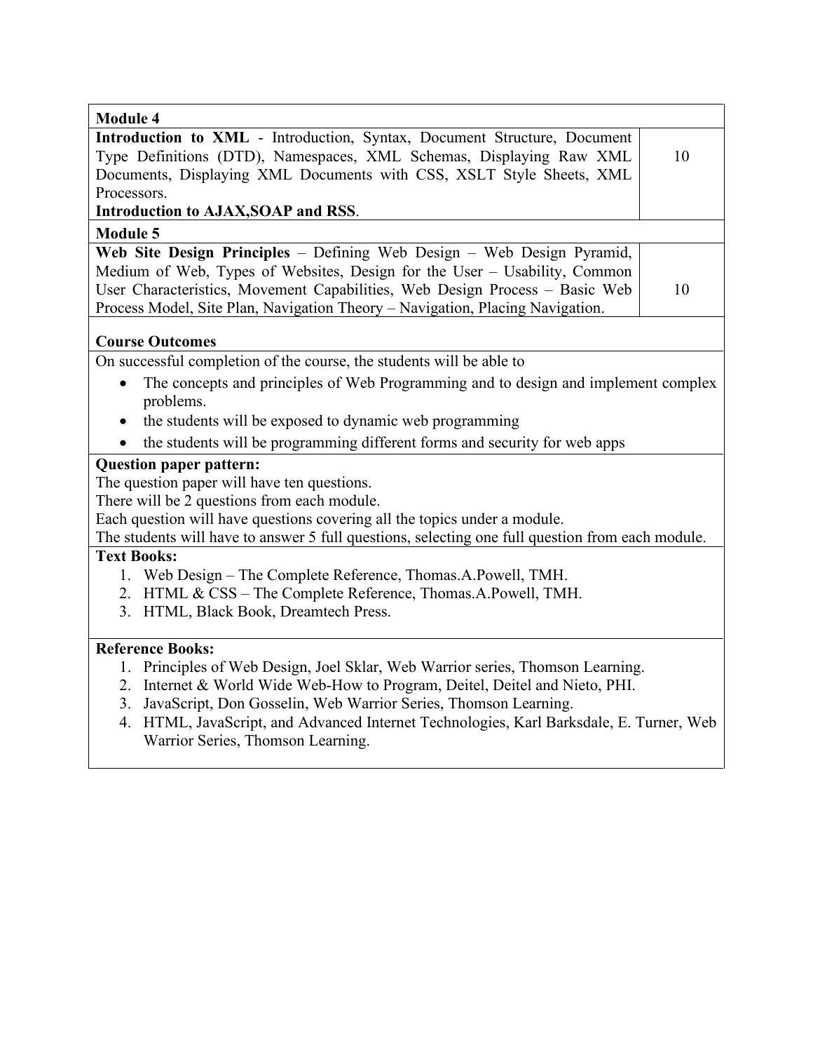| Module 4 | |
|---|---|
| **Introduction to XML** - Introduction, Syntax, Document Structure, Document Type Definitions (DTD), Namespaces, XML Schemas, Displaying Raw XML Documents, Displaying XML Documents with CSS, XSLT Style Sheets, XML Processors. **Introduction to AJAX,SOAP and RSS**. | 10 |
| **Module 5** | |
| **Web Site Design Principles** – Defining Web Design – Web Design Pyramid, Medium of Web, Types of Websites, Design for the User – Usability, Common User Characteristics, Movement Capabilities, Web Design Process – Basic Web Process Model, Site Plan, Navigation Theory – Navigation, Placing Navigation. | 10 |

**Course Outcomes**

On successful completion of the course, the students will be able to

- The concepts and principles of Web Programming and to design and implement complex problems.
- the students will be exposed to dynamic web programming
- the students will be programming different forms and security for web apps

**Question paper pattern:**

The question paper will have ten questions.
There will be 2 questions from each module.
Each question will have questions covering all the topics under a module.
The students will have to answer 5 full questions, selecting one full question from each module.

**Text Books:**

1. Web Design – The Complete Reference, Thomas.A.Powell, TMH.
2. HTML & CSS – The Complete Reference, Thomas.A.Powell, TMH.
3. HTML, Black Book, Dreamtech Press.

**Reference Books:**

1. Principles of Web Design, Joel Sklar, Web Warrior series, Thomson Learning.
2. Internet & World Wide Web-How to Program, Deitel, Deitel and Nieto, PHI.
3. JavaScript, Don Gosselin, Web Warrior Series, Thomson Learning.
4. HTML, JavaScript, and Advanced Internet Technologies, Karl Barksdale, E. Turner, Web Warrior Series, Thomson Learning.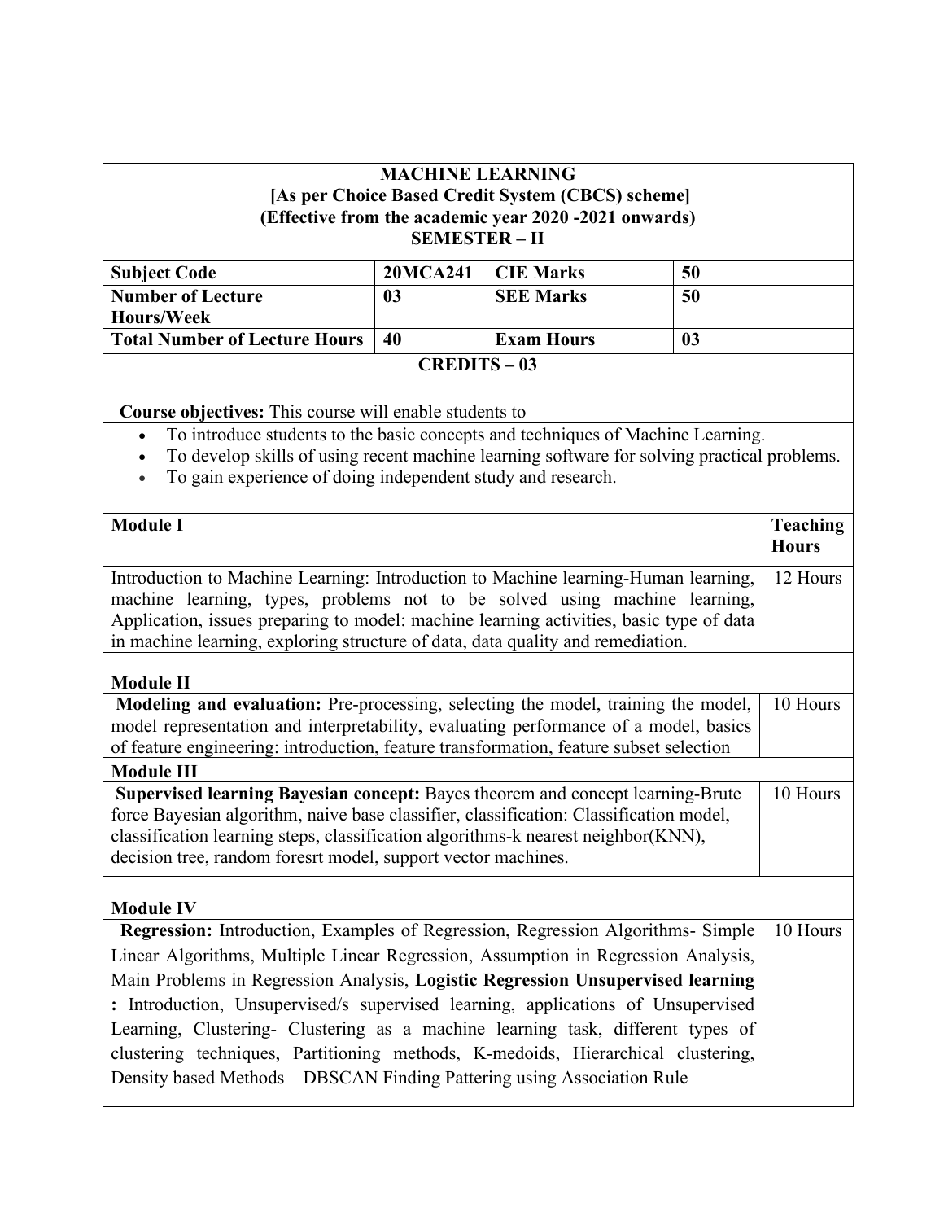# MACHINE LEARNING

**[As per Choice Based Credit System (CBCS) scheme]**
**(Effective from the academic year 2020 -2021 onwards)**
**SEMESTER – II**

| Subject Code | 20MCA241 | CIE Marks | 50 |
|---|---|---|---|
| Number of Lecture Hours/Week | 03 | SEE Marks | 50 |
| Total Number of Lecture Hours | 40 | Exam Hours | 03 |

**CREDITS – 03**

**Course objectives:** This course will enable students to

- To introduce students to the basic concepts and techniques of Machine Learning.
- To develop skills of using recent machine learning software for solving practical problems.
- To gain experience of doing independent study and research.

| Module I | Teaching Hours |
|---|---|
| Introduction to Machine Learning: Introduction to Machine learning-Human learning, machine learning, types, problems not to be solved using machine learning, Application, issues preparing to model: machine learning activities, basic type of data in machine learning, exploring structure of data, data quality and remediation. | 12 Hours |
| **Module II** | |
| **Modeling and evaluation:** Pre-processing, selecting the model, training the model, model representation and interpretability, evaluating performance of a model, basics of feature engineering: introduction, feature transformation, feature subset selection | 10 Hours |
| **Module III** | |
| **Supervised learning Bayesian concept:** Bayes theorem and concept learning-Brute force Bayesian algorithm, naive base classifier, classification: Classification model, classification learning steps, classification algorithms-k nearest neighbor(KNN), decision tree, random foresrt model, support vector machines. | 10 Hours |
| **Module IV** | |
| **Regression:** Introduction, Examples of Regression, Regression Algorithms- Simple Linear Algorithms, Multiple Linear Regression, Assumption in Regression Analysis, Main Problems in Regression Analysis, **Logistic Regression Unsupervised learning :** Introduction, Unsupervised/s supervised learning, applications of Unsupervised Learning, Clustering- Clustering as a machine learning task, different types of clustering techniques, Partitioning methods, K-medoids, Hierarchical clustering, Density based Methods – DBSCAN Finding Pattering using Association Rule | 10 Hours |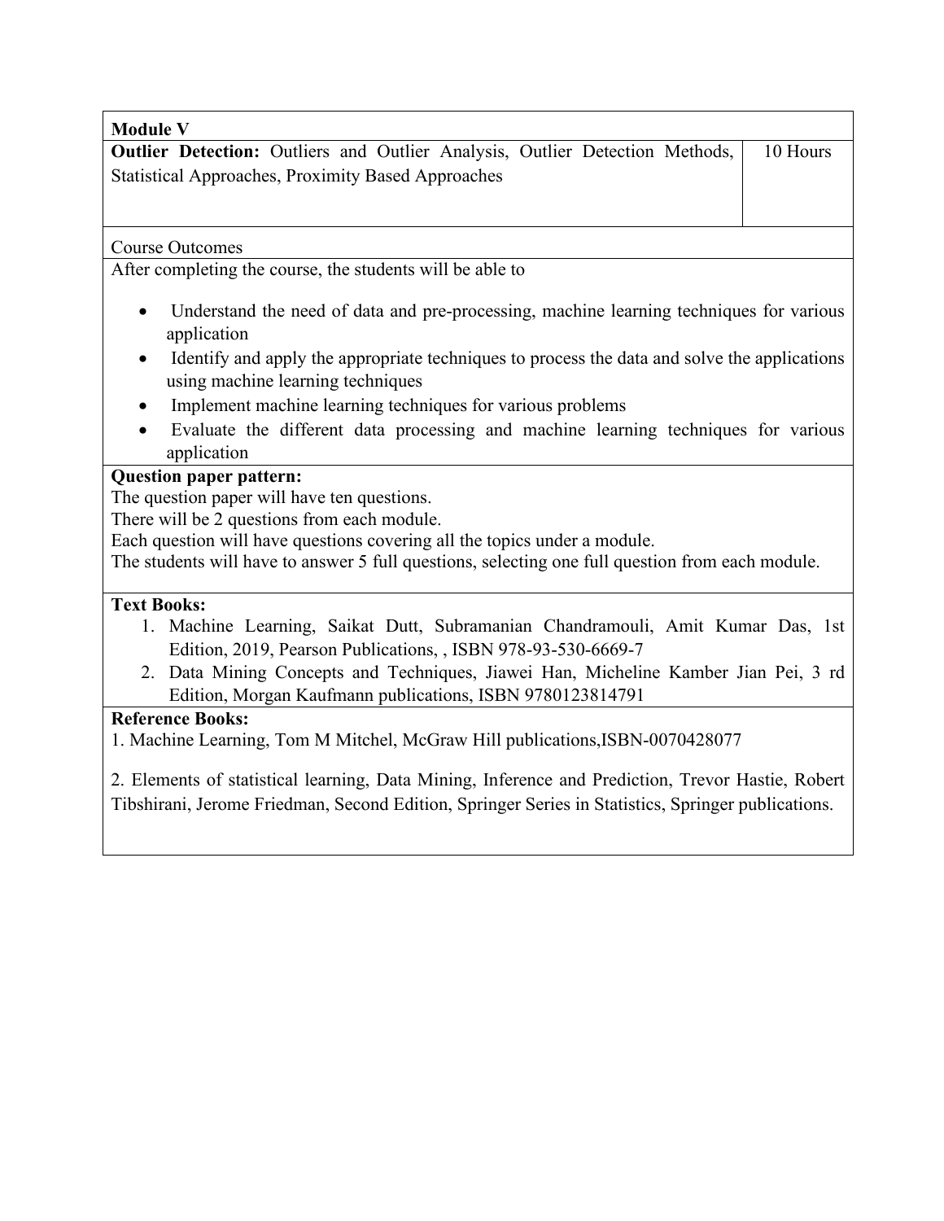| **Module V** | |
|---|---|
| **Outlier Detection:** Outliers and Outlier Analysis, Outlier Detection Methods, Statistical Approaches, Proximity Based Approaches | 10 Hours |

Course Outcomes

After completing the course, the students will be able to

- Understand the need of data and pre-processing, machine learning techniques for various application
- Identify and apply the appropriate techniques to process the data and solve the applications using machine learning techniques
- Implement machine learning techniques for various problems
- Evaluate the different data processing and machine learning techniques for various application

**Question paper pattern:**

The question paper will have ten questions.
There will be 2 questions from each module.
Each question will have questions covering all the topics under a module.
The students will have to answer 5 full questions, selecting one full question from each module.

**Text Books:**

1. Machine Learning, Saikat Dutt, Subramanian Chandramouli, Amit Kumar Das, 1st Edition, 2019, Pearson Publications, , ISBN 978-93-530-6669-7
2. Data Mining Concepts and Techniques, Jiawei Han, Micheline Kamber Jian Pei, 3 rd Edition, Morgan Kaufmann publications, ISBN 9780123814791

**Reference Books:**

1. Machine Learning, Tom M Mitchel, McGraw Hill publications,ISBN-0070428077

2. Elements of statistical learning, Data Mining, Inference and Prediction, Trevor Hastie, Robert Tibshirani, Jerome Friedman, Second Edition, Springer Series in Statistics, Springer publications.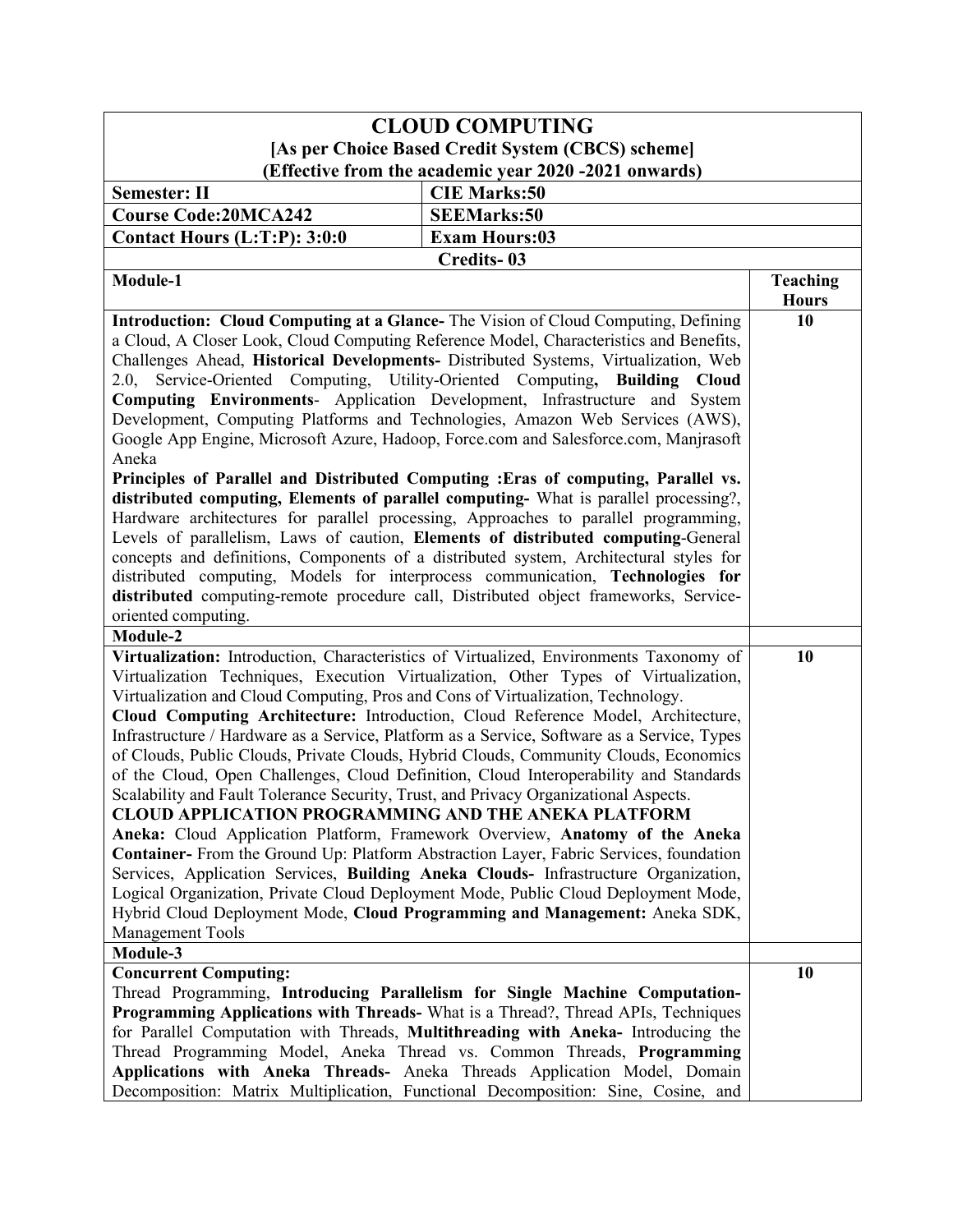| **CLOUD COMPUTING**<br>**[As per Choice Based Credit System (CBCS) scheme]**<br>**(Effective from the academic year 2020 -2021 onwards)** | | |
|---|---|---|
| **Semester: II** | **CIE Marks:50** | |
| **Course Code:20MCA242** | **SEEMarks:50** | |
| **Contact Hours (L:T:P): 3:0:0** | **Exam Hours:03** | |
| **Credits- 03** | | |
| **Module-1** | | **Teaching Hours** |
| **Introduction: Cloud Computing at a Glance-** The Vision of Cloud Computing, Defining a Cloud, A Closer Look, Cloud Computing Reference Model, Characteristics and Benefits, Challenges Ahead, **Historical Developments-** Distributed Systems, Virtualization, Web 2.0, Service-Oriented Computing, Utility-Oriented Computing**, Building Cloud Computing Environments**- Application Development, Infrastructure and System Development, Computing Platforms and Technologies, Amazon Web Services (AWS), Google App Engine, Microsoft Azure, Hadoop, Force.com and Salesforce.com, Manjrasoft Aneka<br>**Principles of Parallel and Distributed Computing :Eras of computing, Parallel vs. distributed computing, Elements of parallel computing-** What is parallel processing?, Hardware architectures for parallel processing, Approaches to parallel programming, Levels of parallelism, Laws of caution, **Elements of distributed computing**-General concepts and definitions, Components of a distributed system, Architectural styles for distributed computing, Models for interprocess communication, **Technologies for distributed** computing-remote procedure call, Distributed object frameworks, Service-oriented computing. | | **10** |
| **Module-2** | | |
| **Virtualization:** Introduction, Characteristics of Virtualized, Environments Taxonomy of Virtualization Techniques, Execution Virtualization, Other Types of Virtualization, Virtualization and Cloud Computing, Pros and Cons of Virtualization, Technology.<br>**Cloud Computing Architecture:** Introduction, Cloud Reference Model, Architecture, Infrastructure / Hardware as a Service, Platform as a Service, Software as a Service, Types of Clouds, Public Clouds, Private Clouds, Hybrid Clouds, Community Clouds, Economics of the Cloud, Open Challenges, Cloud Definition, Cloud Interoperability and Standards Scalability and Fault Tolerance Security, Trust, and Privacy Organizational Aspects.<br>**CLOUD APPLICATION PROGRAMMING AND THE ANEKA PLATFORM**<br>**Aneka:** Cloud Application Platform, Framework Overview, **Anatomy of the Aneka Container-** From the Ground Up: Platform Abstraction Layer, Fabric Services, foundation Services, Application Services, **Building Aneka Clouds-** Infrastructure Organization, Logical Organization, Private Cloud Deployment Mode, Public Cloud Deployment Mode, Hybrid Cloud Deployment Mode, **Cloud Programming and Management:** Aneka SDK, Management Tools | | **10** |
| **Module-3** | | |
| **Concurrent Computing:**<br>Thread Programming, **Introducing Parallelism for Single Machine Computation- Programming Applications with Threads-** What is a Thread?, Thread APIs, Techniques for Parallel Computation with Threads, **Multithreading with Aneka-** Introducing the Thread Programming Model, Aneka Thread vs. Common Threads, **Programming Applications with Aneka Threads-** Aneka Threads Application Model, Domain Decomposition: Matrix Multiplication, Functional Decomposition: Sine, Cosine, and | | **10** |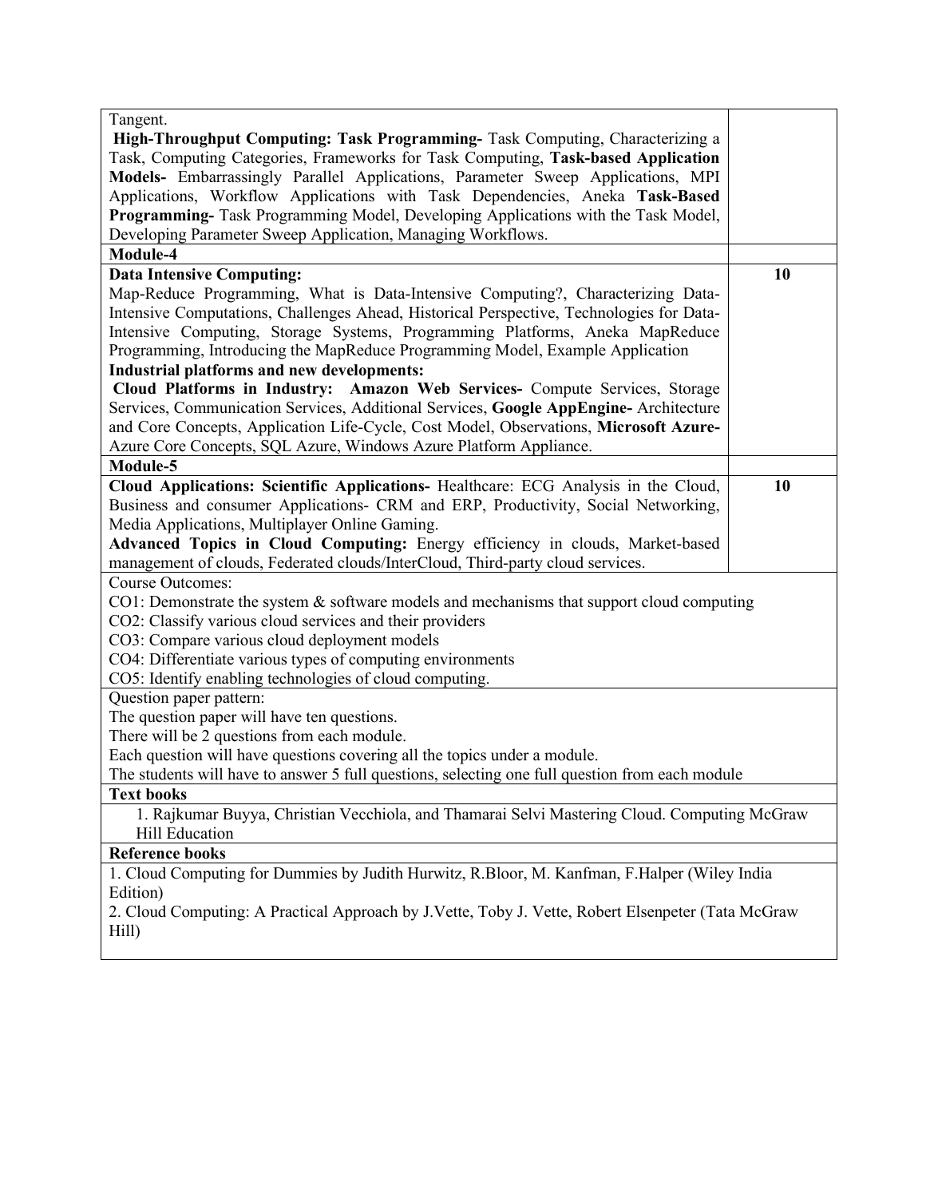| | |
|---|---|
| Tangent.<br>**High-Throughput Computing: Task Programming-** Task Computing, Characterizing a Task, Computing Categories, Frameworks for Task Computing, **Task-based Application Models-** Embarrassingly Parallel Applications, Parameter Sweep Applications, MPI Applications, Workflow Applications with Task Dependencies, Aneka **Task-Based Programming-** Task Programming Model, Developing Applications with the Task Model, Developing Parameter Sweep Application, Managing Workflows. | |
| **Module-4** | |
| **Data Intensive Computing:**<br>Map-Reduce Programming, What is Data-Intensive Computing?, Characterizing Data-Intensive Computations, Challenges Ahead, Historical Perspective, Technologies for Data-Intensive Computing, Storage Systems, Programming Platforms, Aneka MapReduce Programming, Introducing the MapReduce Programming Model, Example Application<br>**Industrial platforms and new developments:**<br>**Cloud Platforms in Industry: Amazon Web Services-** Compute Services, Storage Services, Communication Services, Additional Services, **Google AppEngine-** Architecture and Core Concepts, Application Life-Cycle, Cost Model, Observations, **Microsoft Azure-** Azure Core Concepts, SQL Azure, Windows Azure Platform Appliance. | **10** |
| **Module-5** | |
| **Cloud Applications: Scientific Applications-** Healthcare: ECG Analysis in the Cloud, Business and consumer Applications- CRM and ERP, Productivity, Social Networking, Media Applications, Multiplayer Online Gaming.<br>**Advanced Topics in Cloud Computing:** Energy efficiency in clouds, Market-based management of clouds, Federated clouds/InterCloud, Third-party cloud services. | **10** |

Course Outcomes:

CO1: Demonstrate the system & software models and mechanisms that support cloud computing

CO2: Classify various cloud services and their providers

CO3: Compare various cloud deployment models

CO4: Differentiate various types of computing environments

CO5: Identify enabling technologies of cloud computing.

Question paper pattern:

The question paper will have ten questions.

There will be 2 questions from each module.

Each question will have questions covering all the topics under a module.

The students will have to answer 5 full questions, selecting one full question from each module

**Text books**

1. Rajkumar Buyya, Christian Vecchiola, and Thamarai Selvi Mastering Cloud. Computing McGraw Hill Education

**Reference books**

1. Cloud Computing for Dummies by Judith Hurwitz, R.Bloor, M. Kanfman, F.Halper (Wiley India Edition)
2. Cloud Computing: A Practical Approach by J.Vette, Toby J. Vette, Robert Elsenpeter (Tata McGraw Hill)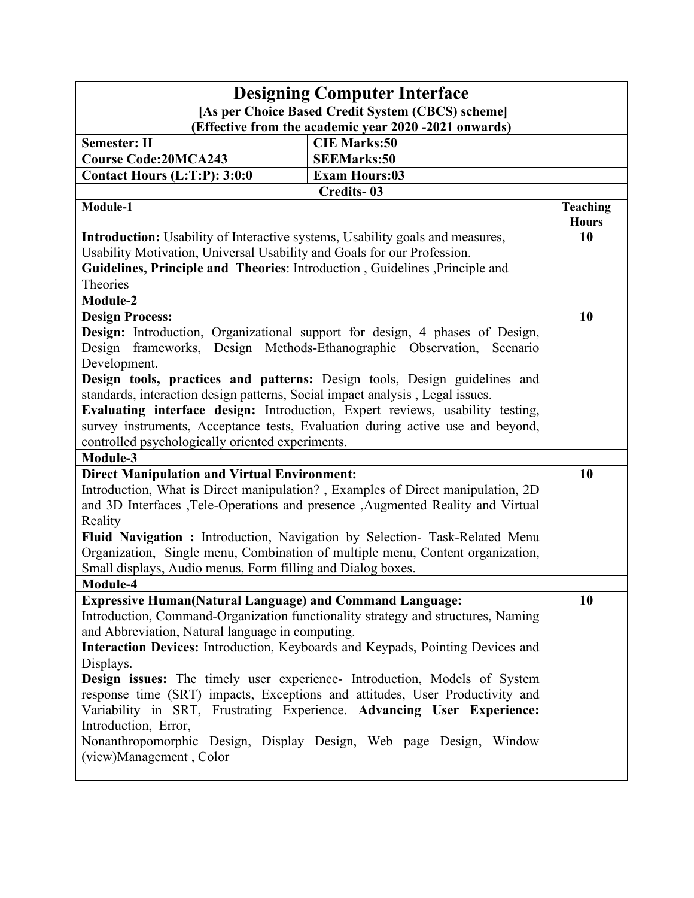# Designing Computer Interface

**[As per Choice Based Credit System (CBCS) scheme]**

**(Effective from the academic year 2020 -2021 onwards)**

| | |
|---|---|
| **Semester: II** | **CIE Marks:50** |
| **Course Code:20MCA243** | **SEEMarks:50** |
| **Contact Hours (L:T:P): 3:0:0** | **Exam Hours:03** |

**Credits- 03**

| **Module-1** | **Teaching Hours** |
|---|---|
| **Introduction:** Usability of Interactive systems, Usability goals and measures, Usability Motivation, Universal Usability and Goals for our Profession.<br>**Guidelines, Principle and Theories**: Introduction , Guidelines ,Principle and Theories | **10** |
| **Module-2** | |
| **Design Process:**<br>**Design:** Introduction, Organizational support for design, 4 phases of Design, Design frameworks, Design Methods-Ethanographic Observation, Scenario Development.<br>**Design tools, practices and patterns:** Design tools, Design guidelines and standards, interaction design patterns, Social impact analysis , Legal issues.<br>**Evaluating interface design:** Introduction, Expert reviews, usability testing, survey instruments, Acceptance tests, Evaluation during active use and beyond, controlled psychologically oriented experiments. | **10** |
| **Module-3** | |
| **Direct Manipulation and Virtual Environment:**<br>Introduction, What is Direct manipulation? , Examples of Direct manipulation, 2D and 3D Interfaces ,Tele-Operations and presence ,Augmented Reality and Virtual Reality<br>**Fluid Navigation :** Introduction, Navigation by Selection- Task-Related Menu Organization, Single menu, Combination of multiple menu, Content organization, Small displays, Audio menus, Form filling and Dialog boxes. | **10** |
| **Module-4** | |
| **Expressive Human(Natural Language) and Command Language:**<br>Introduction, Command-Organization functionality strategy and structures, Naming and Abbreviation, Natural language in computing.<br>**Interaction Devices:** Introduction, Keyboards and Keypads, Pointing Devices and Displays.<br>**Design issues:** The timely user experience- Introduction, Models of System response time (SRT) impacts, Exceptions and attitudes, User Productivity and Variability in SRT, Frustrating Experience. **Advancing User Experience:** Introduction, Error,<br>Nonanthropomorphic Design, Display Design, Web page Design, Window (view)Management , Color | **10** |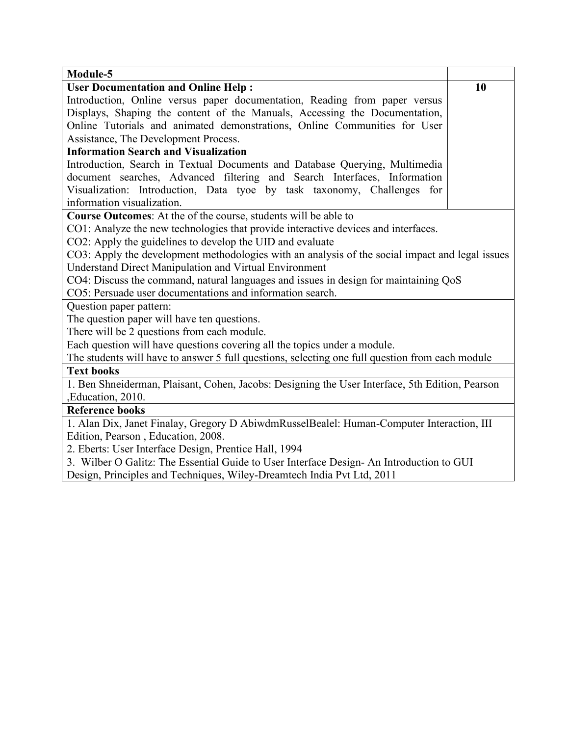| Module-5 | |
|---|---|
| **User Documentation and Online Help :**<br>Introduction, Online versus paper documentation, Reading from paper versus Displays, Shaping the content of the Manuals, Accessing the Documentation, Online Tutorials and animated demonstrations, Online Communities for User Assistance, The Development Process.<br>**Information Search and Visualization**<br>Introduction, Search in Textual Documents and Database Querying, Multimedia document searches, Advanced filtering and Search Interfaces, Information Visualization: Introduction, Data tyoe by task taxonomy, Challenges for information visualization. | **10** |

**Course Outcomes**: At the of the course, students will be able to

CO1: Analyze the new technologies that provide interactive devices and interfaces.

CO2: Apply the guidelines to develop the UID and evaluate

CO3: Apply the development methodologies with an analysis of the social impact and legal issues Understand Direct Manipulation and Virtual Environment

CO4: Discuss the command, natural languages and issues in design for maintaining QoS

CO5: Persuade user documentations and information search.

Question paper pattern:

The question paper will have ten questions.

There will be 2 questions from each module.

Each question will have questions covering all the topics under a module.

The students will have to answer 5 full questions, selecting one full question from each module

**Text books**

1. Ben Shneiderman, Plaisant, Cohen, Jacobs: Designing the User Interface, 5th Edition, Pearson ,Education, 2010.

**Reference books**

1. Alan Dix, Janet Finalay, Gregory D AbiwdmRusselBealel: Human-Computer Interaction, III Edition, Pearson , Education, 2008.
2. Eberts: User Interface Design, Prentice Hall, 1994
3. Wilber O Galitz: The Essential Guide to User Interface Design- An Introduction to GUI Design, Principles and Techniques, Wiley-Dreamtech India Pvt Ltd, 2011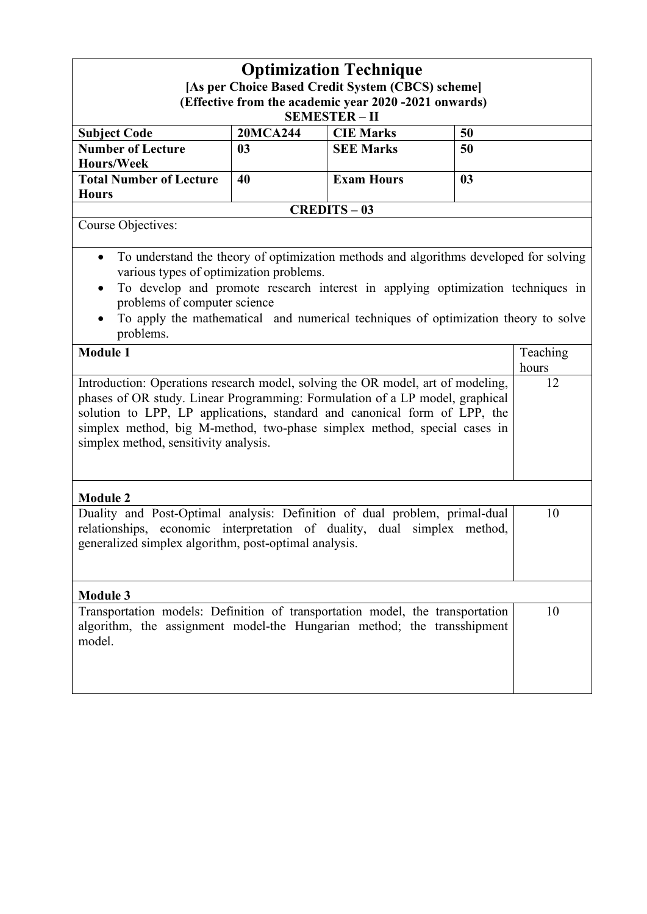# Optimization Technique

**[As per Choice Based Credit System (CBCS) scheme]**
**(Effective from the academic year 2020 -2021 onwards)**
**SEMESTER – II**

| | | | |
|---|---|---|---|
| **Subject Code** | **20MCA244** | **CIE Marks** | **50** |
| **Number of Lecture Hours/Week** | **03** | **SEE Marks** | **50** |
| **Total Number of Lecture Hours** | **40** | **Exam Hours** | **03** |

**CREDITS – 03**

Course Objectives:

- To understand the theory of optimization methods and algorithms developed for solving various types of optimization problems.
- To develop and promote research interest in applying optimization techniques in problems of computer science
- To apply the mathematical and numerical techniques of optimization theory to solve problems.

| **Module 1** | Teaching hours |
|---|---|
| Introduction: Operations research model, solving the OR model, art of modeling, phases of OR study. Linear Programming: Formulation of a LP model, graphical solution to LPP, LP applications, standard and canonical form of LPP, the simplex method, big M-method, two-phase simplex method, special cases in simplex method, sensitivity analysis. | 12 |
| **Module 2** | |
| Duality and Post-Optimal analysis: Definition of dual problem, primal-dual relationships, economic interpretation of duality, dual simplex method, generalized simplex algorithm, post-optimal analysis. | 10 |
| **Module 3** | |
| Transportation models: Definition of transportation model, the transportation algorithm, the assignment model-the Hungarian method; the transshipment model. | 10 |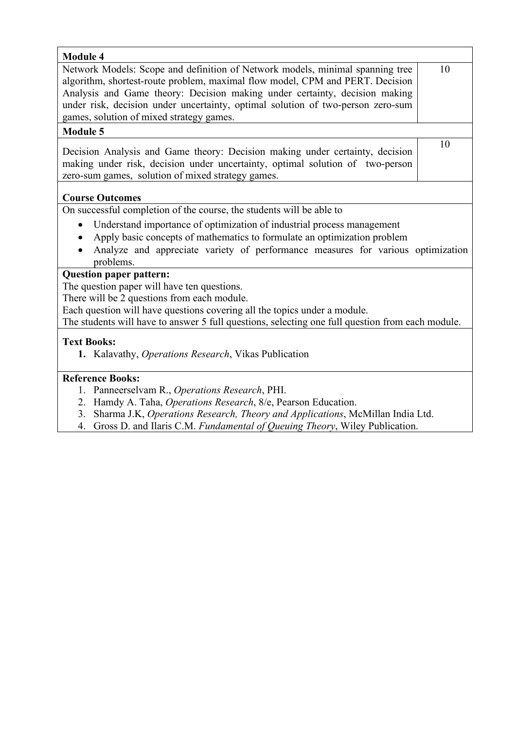| Module 4 | |
|---|---|
| Network Models: Scope and definition of Network models, minimal spanning tree algorithm, shortest-route problem, maximal flow model, CPM and PERT. Decision Analysis and Game theory: Decision making under certainty, decision making under risk, decision under uncertainty, optimal solution of two-person zero-sum games, solution of mixed strategy games. | 10 |
| **Module 5** | |
| Decision Analysis and Game theory: Decision making under certainty, decision making under risk, decision under uncertainty, optimal solution of two-person zero-sum games, solution of mixed strategy games. | 10 |

**Course Outcomes**

On successful completion of the course, the students will be able to

- Understand importance of optimization of industrial process management
- Apply basic concepts of mathematics to formulate an optimization problem
- Analyze and appreciate variety of performance measures for various optimization problems.

**Question paper pattern:**

The question paper will have ten questions.
There will be 2 questions from each module.
Each question will have questions covering all the topics under a module.
The students will have to answer 5 full questions, selecting one full question from each module.

**Text Books:**

1. Kalavathy, *Operations Research*, Vikas Publication

**Reference Books:**

1. Panneerselvam R., *Operations Research*, PHI.
2. Hamdy A. Taha, *Operations Research*, 8/e, Pearson Education.
3. Sharma J.K, *Operations Research, Theory and Applications*, McMillan India Ltd.
4. Gross D. and Ilaris C.M. *Fundamental of Queuing Theory*, Wiley Publication.